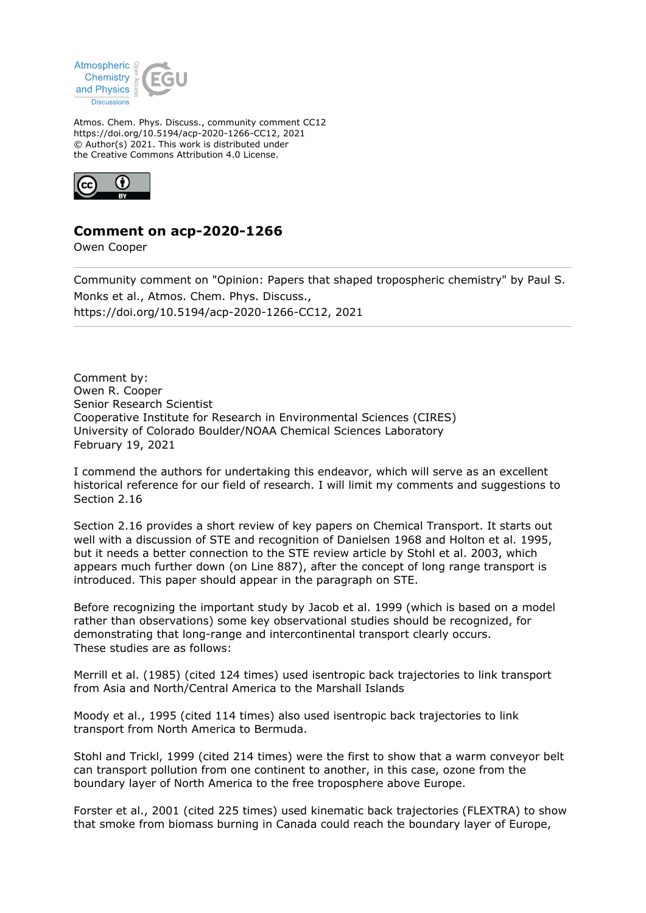Atmos. Chem. Phys. Discuss., community comment CC12
https://doi.org/10.5194/acp-2020-1266-CC12, 2021
© Author(s) 2021. This work is distributed under
the Creative Commons Attribution 4.0 License.

## Comment on acp-2020-1266

Owen Cooper

---

Community comment on "Opinion: Papers that shaped tropospheric chemistry" by Paul S. Monks et al., Atmos. Chem. Phys. Discuss., https://doi.org/10.5194/acp-2020-1266-CC12, 2021

---

Comment by:
Owen R. Cooper
Senior Research Scientist
Cooperative Institute for Research in Environmental Sciences (CIRES)
University of Colorado Boulder/NOAA Chemical Sciences Laboratory
February 19, 2021

I commend the authors for undertaking this endeavor, which will serve as an excellent historical reference for our field of research. I will limit my comments and suggestions to Section 2.16

Section 2.16 provides a short review of key papers on Chemical Transport. It starts out well with a discussion of STE and recognition of Danielsen 1968 and Holton et al. 1995, but it needs a better connection to the STE review article by Stohl et al. 2003, which appears much further down (on Line 887), after the concept of long range transport is introduced. This paper should appear in the paragraph on STE.

Before recognizing the important study by Jacob et al. 1999 (which is based on a model rather than observations) some key observational studies should be recognized, for demonstrating that long-range and intercontinental transport clearly occurs.
These studies are as follows:

Merrill et al. (1985) (cited 124 times) used isentropic back trajectories to link transport from Asia and North/Central America to the Marshall Islands

Moody et al., 1995 (cited 114 times) also used isentropic back trajectories to link transport from North America to Bermuda.

Stohl and Trickl, 1999 (cited 214 times) were the first to show that a warm conveyor belt can transport pollution from one continent to another, in this case, ozone from the boundary layer of North America to the free troposphere above Europe.

Forster et al., 2001 (cited 225 times) used kinematic back trajectories (FLEXTRA) to show that smoke from biomass burning in Canada could reach the boundary layer of Europe,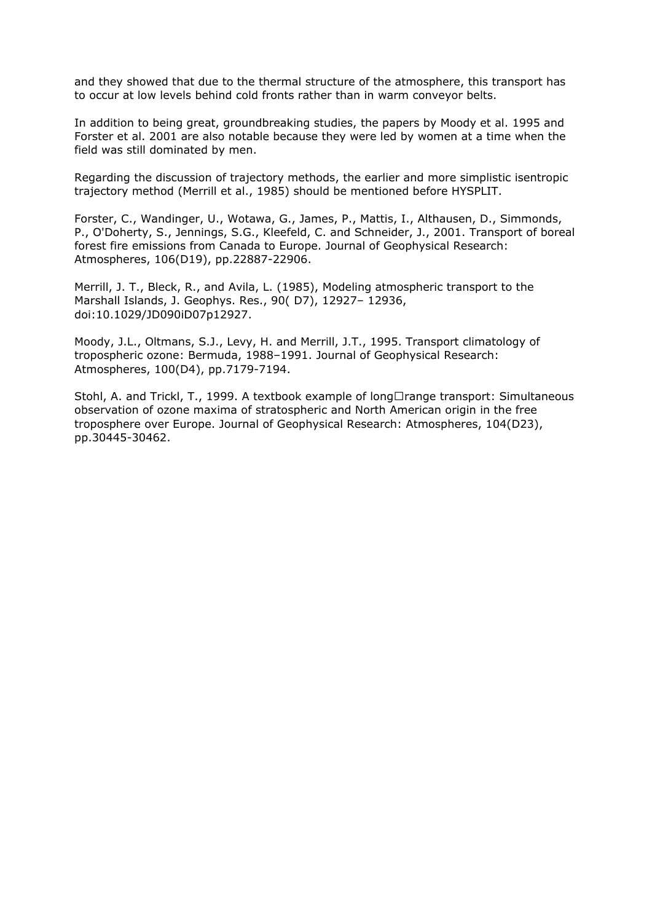and they showed that due to the thermal structure of the atmosphere, this transport has to occur at low levels behind cold fronts rather than in warm conveyor belts.

In addition to being great, groundbreaking studies, the papers by Moody et al. 1995 and Forster et al. 2001 are also notable because they were led by women at a time when the field was still dominated by men.

Regarding the discussion of trajectory methods, the earlier and more simplistic isentropic trajectory method (Merrill et al., 1985) should be mentioned before HYSPLIT.

Forster, C., Wandinger, U., Wotawa, G., James, P., Mattis, I., Althausen, D., Simmonds, P., O'Doherty, S., Jennings, S.G., Kleefeld, C. and Schneider, J., 2001. Transport of boreal forest fire emissions from Canada to Europe. Journal of Geophysical Research: Atmospheres, 106(D19), pp.22887-22906.

Merrill, J. T., Bleck, R., and Avila, L. (1985), Modeling atmospheric transport to the Marshall Islands, J. Geophys. Res., 90( D7), 12927– 12936, doi:10.1029/JD090iD07p12927.

Moody, J.L., Oltmans, S.J., Levy, H. and Merrill, J.T., 1995. Transport climatology of tropospheric ozone: Bermuda, 1988–1991. Journal of Geophysical Research: Atmospheres, 100(D4), pp.7179-7194.

Stohl, A. and Trickl, T., 1999. A textbook example of long□range transport: Simultaneous observation of ozone maxima of stratospheric and North American origin in the free troposphere over Europe. Journal of Geophysical Research: Atmospheres, 104(D23), pp.30445-30462.